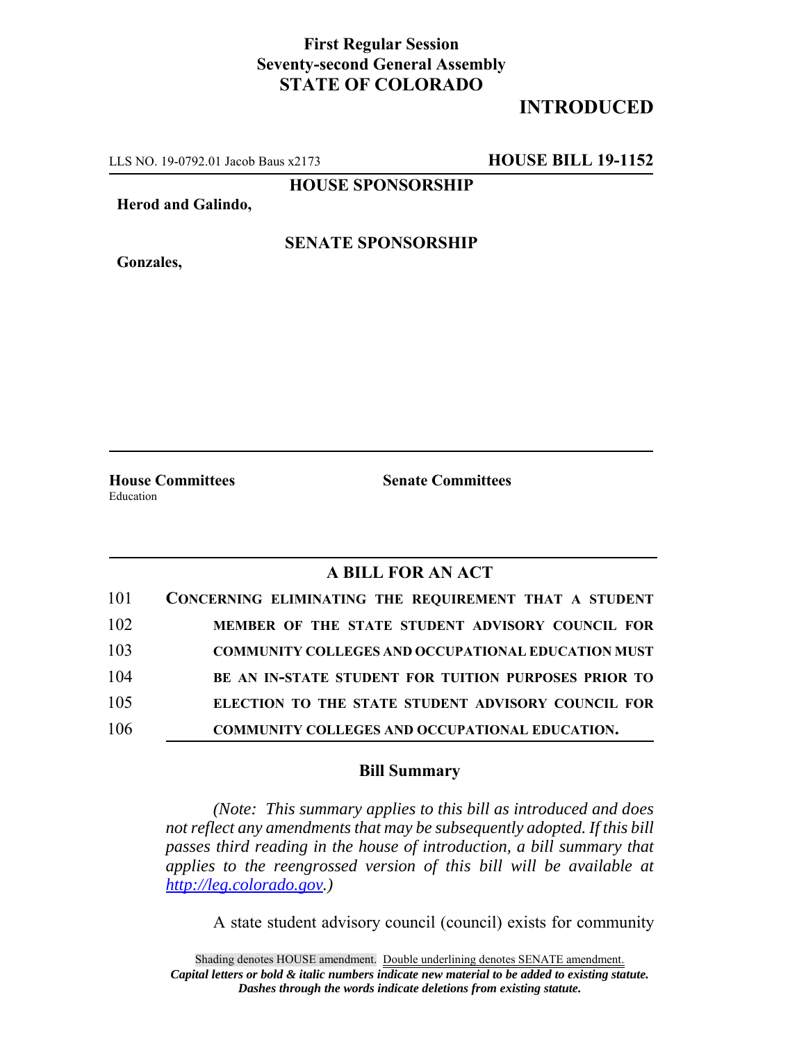**First Regular Session**
**Seventy-second General Assembly**
**STATE OF COLORADO**

**INTRODUCED**

LLS NO. 19-0792.01 Jacob Baus x2173 **HOUSE BILL 19-1152**

**HOUSE SPONSORSHIP**

**Herod and Galindo,**

**SENATE SPONSORSHIP**

**Gonzales,**

**House Committees**
Education

**Senate Committees**

## A BILL FOR AN ACT

101 **CONCERNING ELIMINATING THE REQUIREMENT THAT A STUDENT**
102 **MEMBER OF THE STATE STUDENT ADVISORY COUNCIL FOR**
103 **COMMUNITY COLLEGES AND OCCUPATIONAL EDUCATION MUST**
104 **BE AN IN-STATE STUDENT FOR TUITION PURPOSES PRIOR TO**
105 **ELECTION TO THE STATE STUDENT ADVISORY COUNCIL FOR**
106 **COMMUNITY COLLEGES AND OCCUPATIONAL EDUCATION.**

### Bill Summary

*(Note: This summary applies to this bill as introduced and does not reflect any amendments that may be subsequently adopted. If this bill passes third reading in the house of introduction, a bill summary that applies to the reengrossed version of this bill will be available at http://leg.colorado.gov.)*

A state student advisory council (council) exists for community

Shading denotes HOUSE amendment. Double underlining denotes SENATE amendment.
***Capital letters or bold & italic numbers indicate new material to be added to existing statute.***
***Dashes through the words indicate deletions from existing statute.***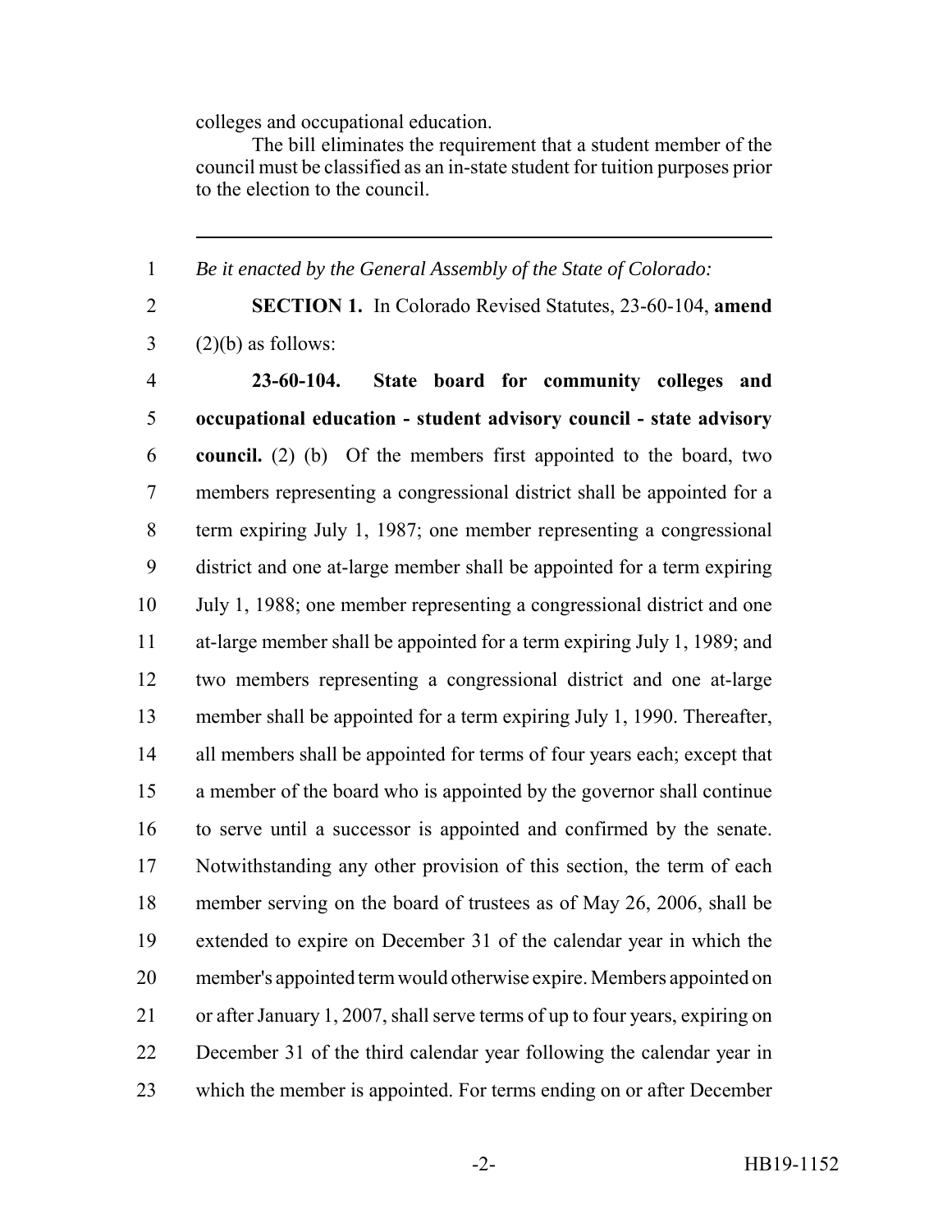colleges and occupational education.

The bill eliminates the requirement that a student member of the council must be classified as an in-state student for tuition purposes prior to the election to the council.

---

1 *Be it enacted by the General Assembly of the State of Colorado:*

2 **SECTION 1.** In Colorado Revised Statutes, 23-60-104, **amend**
3 (2)(b) as follows:

4 **23-60-104. State board for community colleges and**
5 **occupational education - student advisory council - state advisory**
6 **council.** (2) (b) Of the members first appointed to the board, two
7 members representing a congressional district shall be appointed for a
8 term expiring July 1, 1987; one member representing a congressional
9 district and one at-large member shall be appointed for a term expiring
10 July 1, 1988; one member representing a congressional district and one
11 at-large member shall be appointed for a term expiring July 1, 1989; and
12 two members representing a congressional district and one at-large
13 member shall be appointed for a term expiring July 1, 1990. Thereafter,
14 all members shall be appointed for terms of four years each; except that
15 a member of the board who is appointed by the governor shall continue
16 to serve until a successor is appointed and confirmed by the senate.
17 Notwithstanding any other provision of this section, the term of each
18 member serving on the board of trustees as of May 26, 2006, shall be
19 extended to expire on December 31 of the calendar year in which the
20 member's appointed term would otherwise expire. Members appointed on
21 or after January 1, 2007, shall serve terms of up to four years, expiring on
22 December 31 of the third calendar year following the calendar year in
23 which the member is appointed. For terms ending on or after December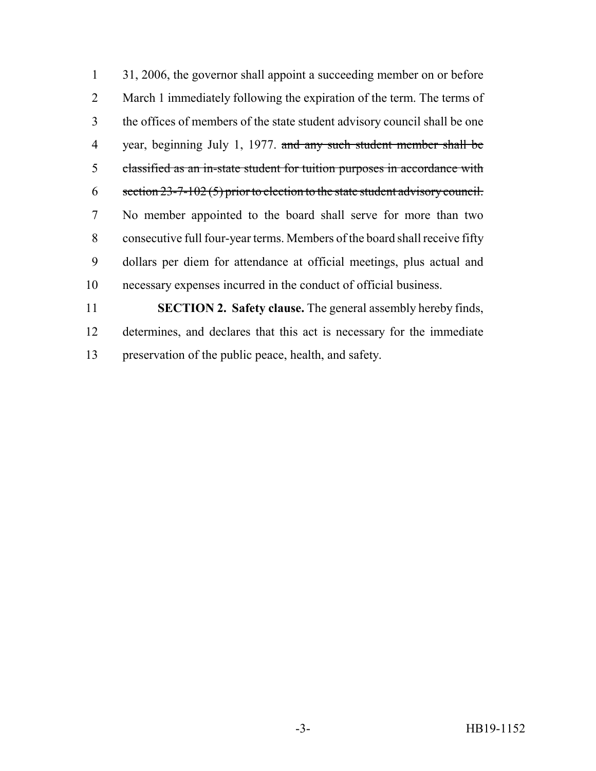31, 2006, the governor shall appoint a succeeding member on or before March 1 immediately following the expiration of the term. The terms of the offices of members of the state student advisory council shall be one year, beginning July 1, 1977. ~~and any such student member shall be classified as an in-state student for tuition purposes in accordance with section 23-7-102 (5) prior to election to the state student advisory council.~~ No member appointed to the board shall serve for more than two consecutive full four-year terms. Members of the board shall receive fifty dollars per diem for attendance at official meetings, plus actual and necessary expenses incurred in the conduct of official business.

**SECTION 2. Safety clause.** The general assembly hereby finds, determines, and declares that this act is necessary for the immediate preservation of the public peace, health, and safety.